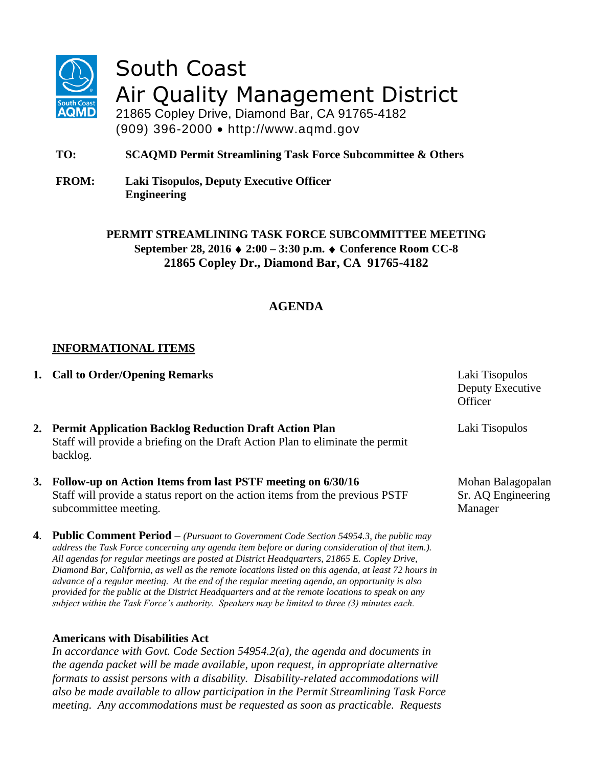# South Coast Air Quality Management District

21865 Copley Drive, Diamond Bar, CA 91765-4182
(909) 396-2000 • http://www.aqmd.gov

**TO:** **SCAQMD Permit Streamlining Task Force Subcommittee & Others**

**FROM:** **Laki Tisopulos, Deputy Executive Officer**
**Engineering**

**PERMIT STREAMLINING TASK FORCE SUBCOMMITTEE MEETING**
**September 28, 2016 ♦ 2:00 – 3:30 p.m. ♦ Conference Room CC-8**
**21865 Copley Dr., Diamond Bar, CA 91765-4182**

## AGENDA

### INFORMATIONAL ITEMS

1. **Call to Order/Opening Remarks** — Laki Tisopulos, Deputy Executive Officer

2. **Permit Application Backlog Reduction Draft Action Plan** — Laki Tisopulos
   Staff will provide a briefing on the Draft Action Plan to eliminate the permit backlog.

3. **Follow-up on Action Items from last PSTF meeting on 6/30/16** — Mohan Balagopalan, Sr. AQ Engineering Manager
   Staff will provide a status report on the action items from the previous PSTF subcommittee meeting.

4. **Public Comment Period** – *(Pursuant to Government Code Section 54954.3, the public may address the Task Force concerning any agenda item before or during consideration of that item.). All agendas for regular meetings are posted at District Headquarters, 21865 E. Copley Drive, Diamond Bar, California, as well as the remote locations listed on this agenda, at least 72 hours in advance of a regular meeting. At the end of the regular meeting agenda, an opportunity is also provided for the public at the District Headquarters and at the remote locations to speak on any subject within the Task Force's authority. Speakers may be limited to three (3) minutes each.*

**Americans with Disabilities Act**

*In accordance with Govt. Code Section 54954.2(a), the agenda and documents in the agenda packet will be made available, upon request, in appropriate alternative formats to assist persons with a disability. Disability-related accommodations will also be made available to allow participation in the Permit Streamlining Task Force meeting. Any accommodations must be requested as soon as practicable. Requests*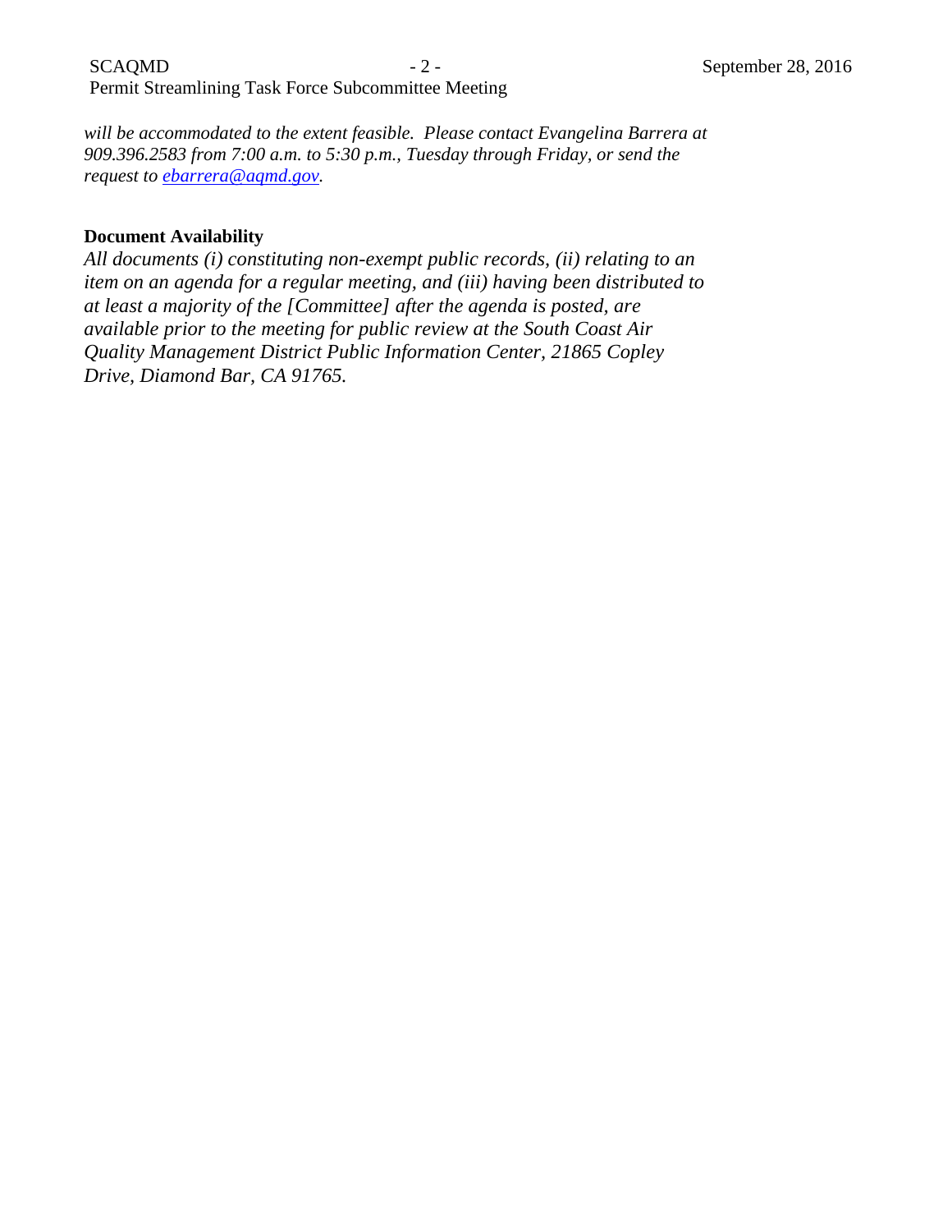*will be accommodated to the extent feasible. Please contact Evangelina Barrera at 909.396.2583 from 7:00 a.m. to 5:30 p.m., Tuesday through Friday, or send the request to [ebarrera@aqmd.gov](mailto:ebarrera@aqmd.gov).*

**Document Availability**

*All documents (i) constituting non-exempt public records, (ii) relating to an item on an agenda for a regular meeting, and (iii) having been distributed to at least a majority of the [Committee] after the agenda is posted, are available prior to the meeting for public review at the South Coast Air Quality Management District Public Information Center, 21865 Copley Drive, Diamond Bar, CA 91765.*